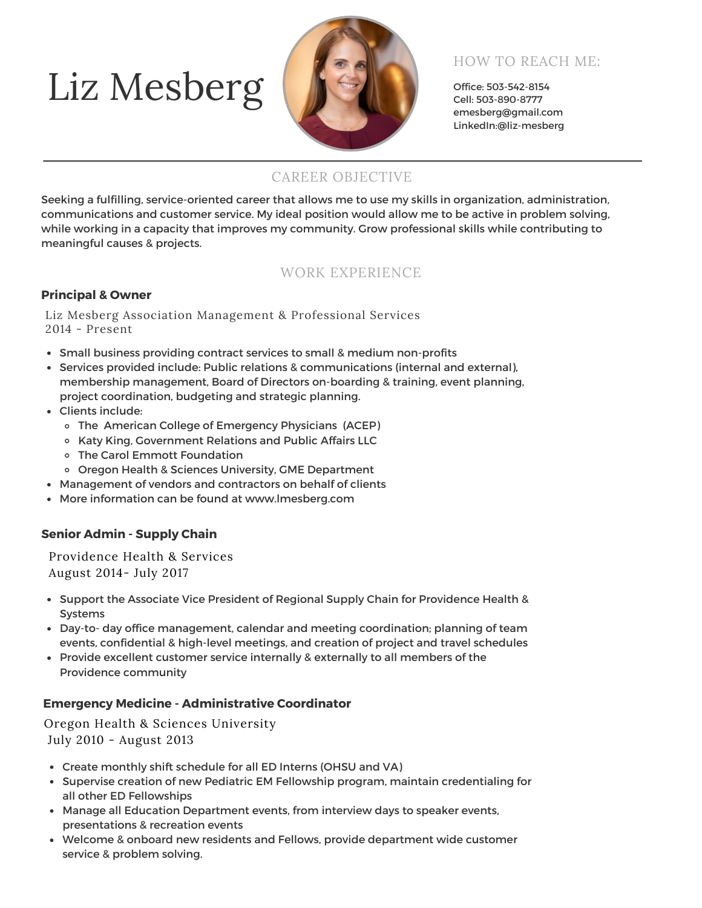# Liz Mesberg

## HOW TO REACH ME:

Office: 503-542-8154
Cell: 503-890-8777
emesberg@gmail.com
LinkedIn:@liz-mesberg

## CAREER OBJECTIVE

Seeking a fulfilling, service-oriented career that allows me to use my skills in organization, administration, communications and customer service. My ideal position would allow me to be active in problem solving, while working in a capacity that improves my community. Grow professional skills while contributing to meaningful causes & projects.

## WORK EXPERIENCE

### Principal & Owner

Liz Mesberg Association Management & Professional Services
2014 - Present

- Small business providing contract services to small & medium non-profits
- Services provided include: Public relations & communications (internal and external), membership management, Board of Directors on-boarding & training, event planning, project coordination, budgeting and strategic planning.
- Clients include:
  - The American College of Emergency Physicians (ACEP)
  - Katy King, Government Relations and Public Affairs LLC
  - The Carol Emmott Foundation
  - Oregon Health & Sciences University, GME Department
- Management of vendors and contractors on behalf of clients
- More information can be found at www.lmesberg.com

### Senior Admin - Supply Chain

Providence Health & Services
August 2014- July 2017

- Support the Associate Vice President of Regional Supply Chain for Providence Health & Systems
- Day-to- day office management, calendar and meeting coordination; planning of team events, confidential & high-level meetings, and creation of project and travel schedules
- Provide excellent customer service internally & externally to all members of the Providence community

### Emergency Medicine - Administrative Coordinator

Oregon Health & Sciences University
July 2010 - August 2013

- Create monthly shift schedule for all ED Interns (OHSU and VA)
- Supervise creation of new Pediatric EM Fellowship program, maintain credentialing for all other ED Fellowships
- Manage all Education Department events, from interview days to speaker events, presentations & recreation events
- Welcome & onboard new residents and Fellows, provide department wide customer service & problem solving.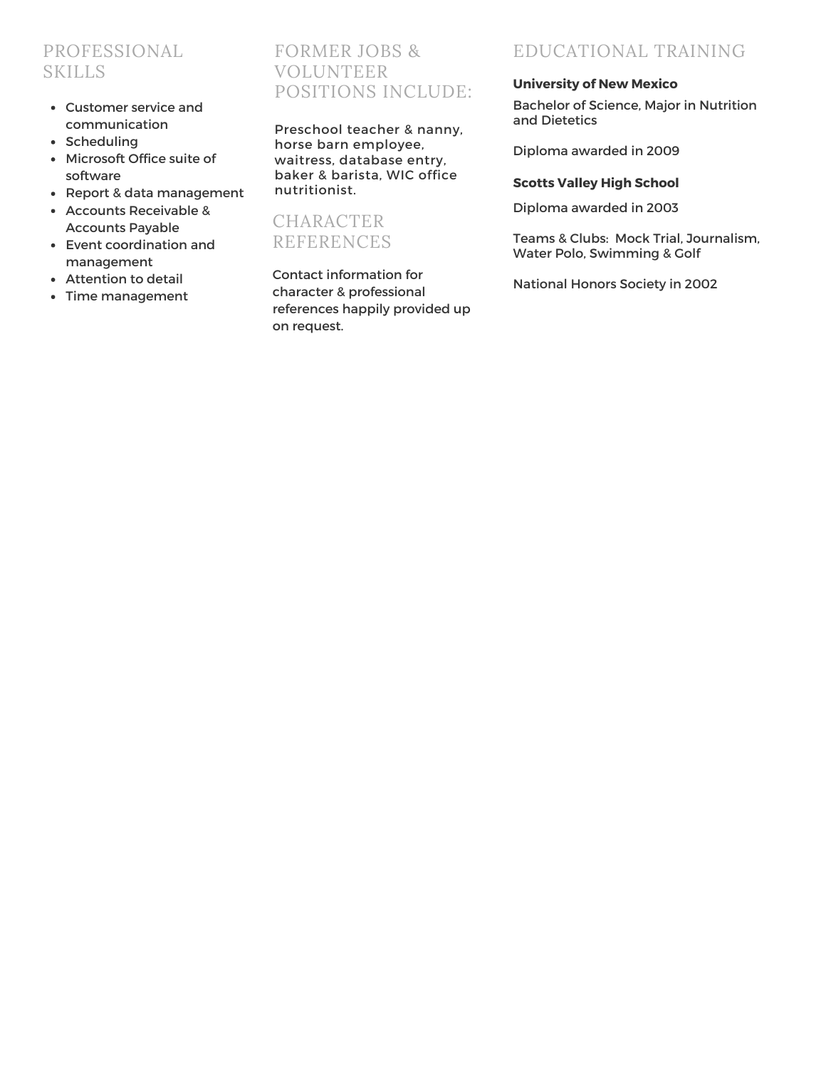## PROFESSIONAL SKILLS

- Customer service and communication
- Scheduling
- Microsoft Office suite of software
- Report & data management
- Accounts Receivable & Accounts Payable
- Event coordination and management
- Attention to detail
- Time management

## FORMER JOBS & VOLUNTEER POSITIONS INCLUDE:

Preschool teacher & nanny, horse barn employee, waitress, database entry, baker & barista, WIC office nutritionist.

## CHARACTER REFERENCES

Contact information for character & professional references happily provided up on request.

## EDUCATIONAL TRAINING

**University of New Mexico**

Bachelor of Science, Major in Nutrition and Dietetics

Diploma awarded in 2009

**Scotts Valley High School**

Diploma awarded in 2003

Teams & Clubs: Mock Trial, Journalism, Water Polo, Swimming & Golf

National Honors Society in 2002